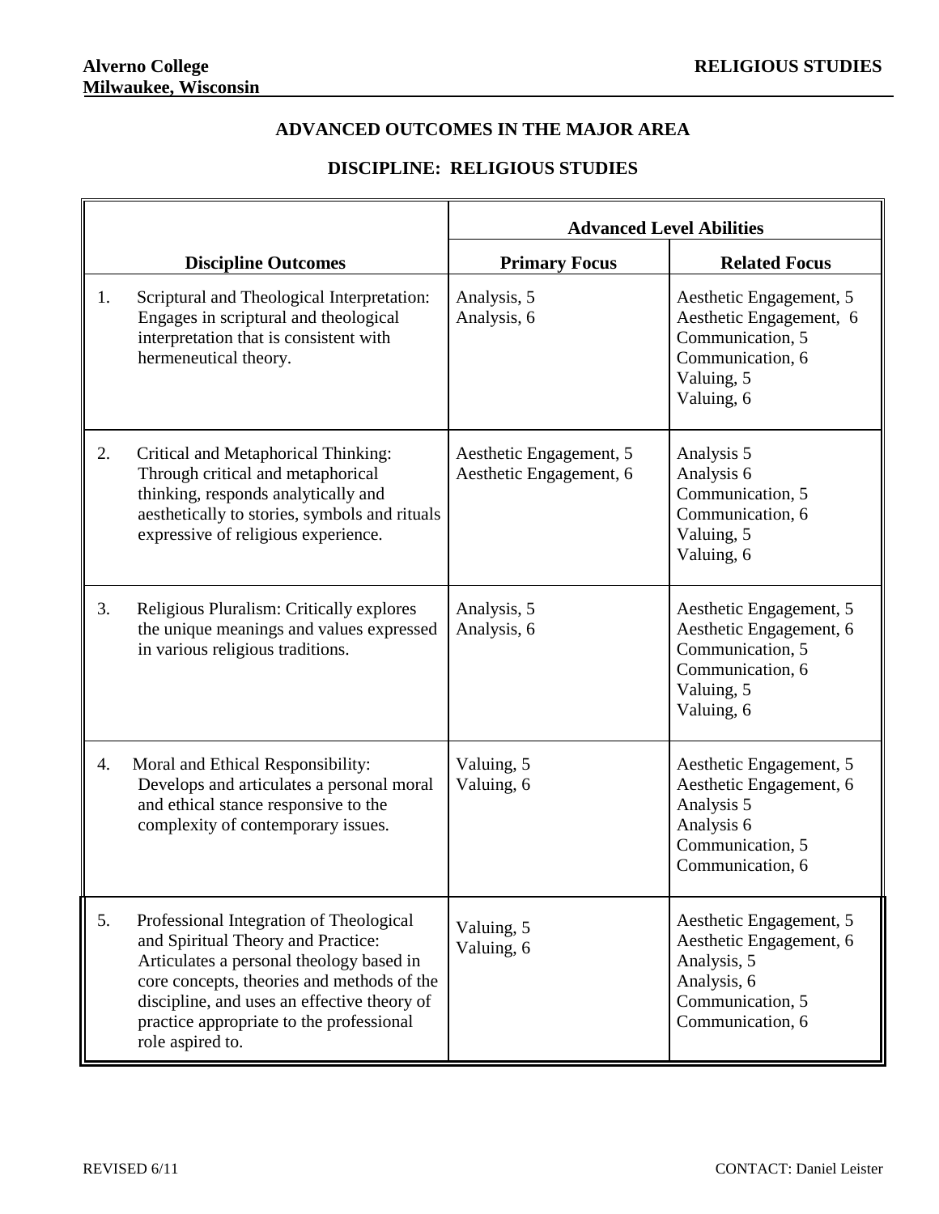**Alverno College**
**Milwaukee, Wisconsin**

**RELIGIOUS STUDIES**

## ADVANCED OUTCOMES IN THE MAJOR AREA

## DISCIPLINE: RELIGIOUS STUDIES

| Discipline Outcomes | Advanced Level Abilities | |
|---|---|---|
| | **Primary Focus** | **Related Focus** |
| 1. Scriptural and Theological Interpretation: Engages in scriptural and theological interpretation that is consistent with hermeneutical theory. | Analysis, 5<br>Analysis, 6 | Aesthetic Engagement, 5<br>Aesthetic Engagement, 6<br>Communication, 5<br>Communication, 6<br>Valuing, 5<br>Valuing, 6 |
| 2. Critical and Metaphorical Thinking: Through critical and metaphorical thinking, responds analytically and aesthetically to stories, symbols and rituals expressive of religious experience. | Aesthetic Engagement, 5<br>Aesthetic Engagement, 6 | Analysis 5<br>Analysis 6<br>Communication, 5<br>Communication, 6<br>Valuing, 5<br>Valuing, 6 |
| 3. Religious Pluralism: Critically explores the unique meanings and values expressed in various religious traditions. | Analysis, 5<br>Analysis, 6 | Aesthetic Engagement, 5<br>Aesthetic Engagement, 6<br>Communication, 5<br>Communication, 6<br>Valuing, 5<br>Valuing, 6 |
| 4. Moral and Ethical Responsibility: Develops and articulates a personal moral and ethical stance responsive to the complexity of contemporary issues. | Valuing, 5<br>Valuing, 6 | Aesthetic Engagement, 5<br>Aesthetic Engagement, 6<br>Analysis 5<br>Analysis 6<br>Communication, 5<br>Communication, 6 |
| 5. Professional Integration of Theological and Spiritual Theory and Practice: Articulates a personal theology based in core concepts, theories and methods of the discipline, and uses an effective theory of practice appropriate to the professional role aspired to. | Valuing, 5<br>Valuing, 6 | Aesthetic Engagement, 5<br>Aesthetic Engagement, 6<br>Analysis, 5<br>Analysis, 6<br>Communication, 5<br>Communication, 6 |

REVISED 6/11

CONTACT: Daniel Leister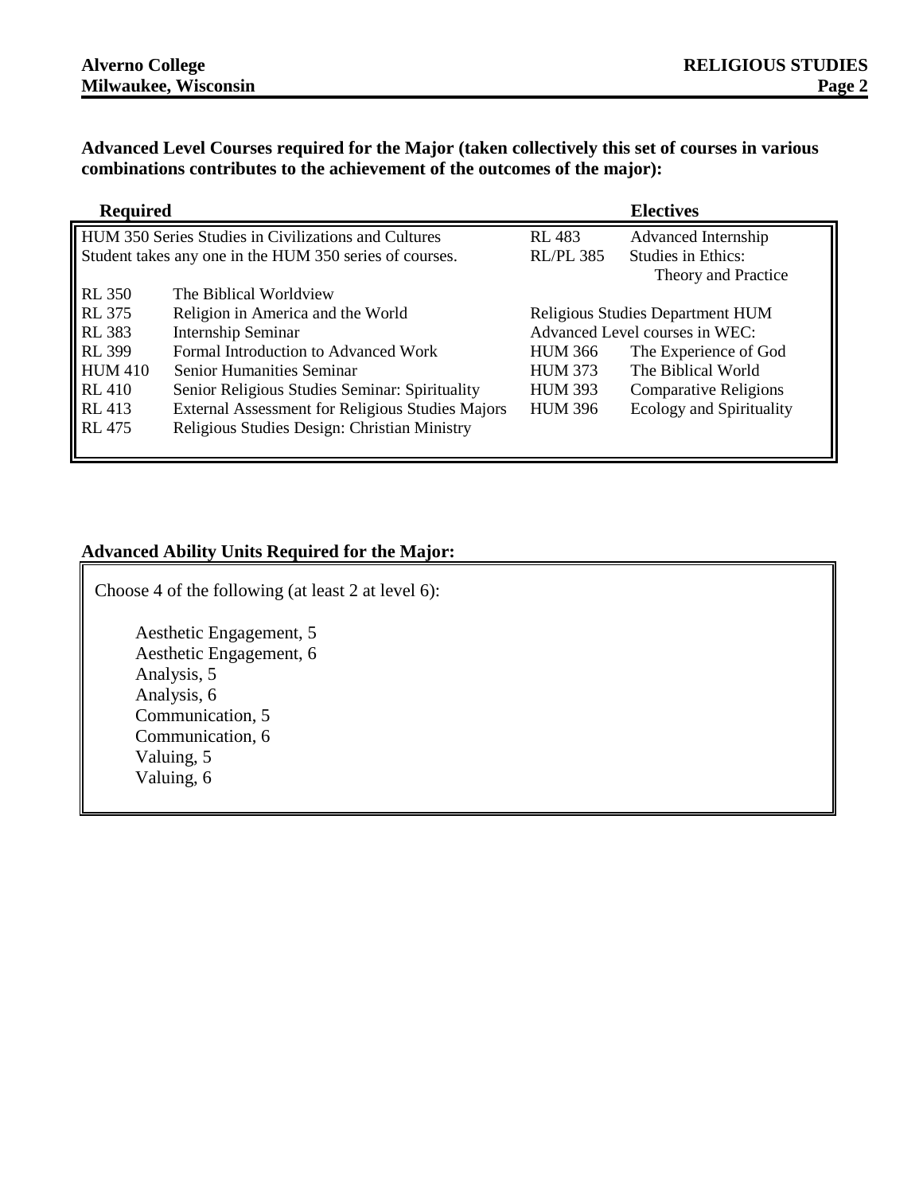**Advanced Level Courses required for the Major (taken collectively this set of courses in various combinations contributes to the achievement of the outcomes of the major):**

| Required | | Electives | |
|---|---|---|---|
| HUM 350 Series Studies in Civilizations and Cultures<br>Student takes any one in the HUM 350 series of courses. | | RL 483 | Advanced Internship |
| | | RL/PL 385 | Studies in Ethics: Theory and Practice |
| RL 350 | The Biblical Worldview | | |
| RL 375 | Religion in America and the World | Religious Studies Department HUM Advanced Level courses in WEC: | |
| RL 383 | Internship Seminar | | |
| RL 399 | Formal Introduction to Advanced Work | HUM 366 | The Experience of God |
| HUM 410 | Senior Humanities Seminar | HUM 373 | The Biblical World |
| RL 410 | Senior Religious Studies Seminar: Spirituality | HUM 393 | Comparative Religions |
| RL 413 | External Assessment for Religious Studies Majors | HUM 396 | Ecology and Spirituality |
| RL 475 | Religious Studies Design: Christian Ministry | | |

**Advanced Ability Units Required for the Major:**

Choose 4 of the following (at least 2 at level 6):

- Aesthetic Engagement, 5
- Aesthetic Engagement, 6
- Analysis, 5
- Analysis, 6
- Communication, 5
- Communication, 6
- Valuing, 5
- Valuing, 6